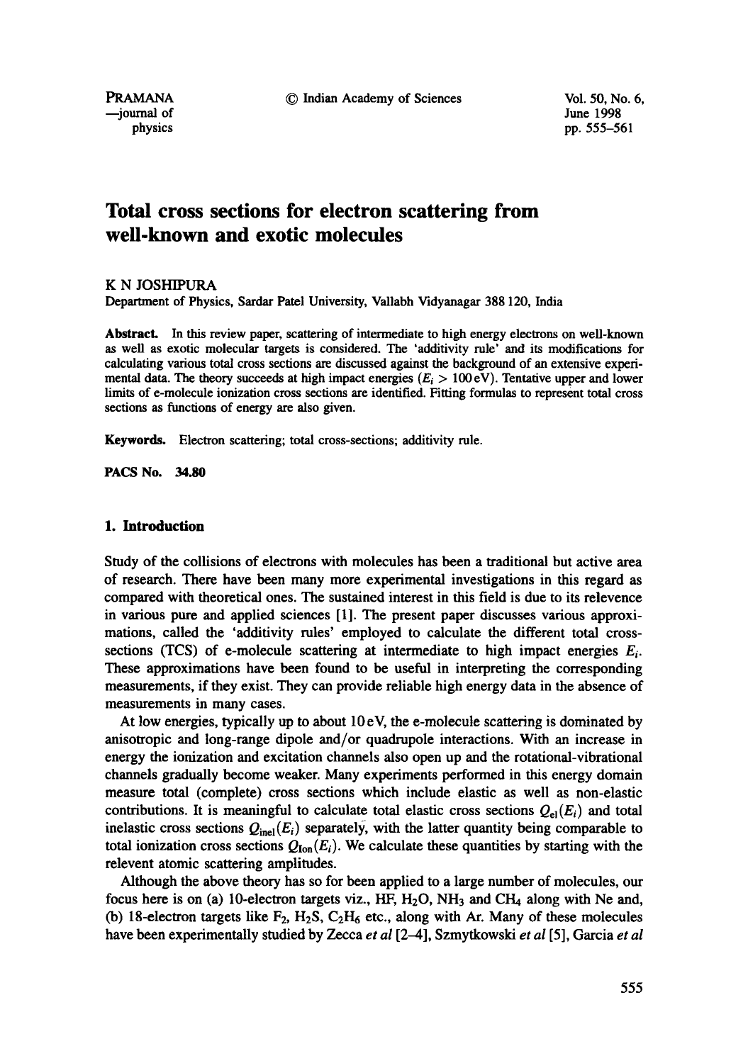# Total cross sections for electron scattering from well-known and exotic molecules

K N JOSHIPURA

Department of Physics, Sardar Patel University, Vallabh Vidyanagar 388 120, India

**Abstract.** In this review paper, scattering of intermediate to high energy electrons on well-known as well as exotic molecular targets is considered. The 'additivity rule' and its modifications for calculating various total cross sections are discussed against the background of an extensive experimental data. The theory succeeds at high impact energies ($E_i > 100$ eV). Tentative upper and lower limits of e-molecule ionization cross sections are identified. Fitting formulas to represent total cross sections as functions of energy are also given.

**Keywords.** Electron scattering; total cross-sections; additivity rule.

**PACS No.** 34.80

## 1. Introduction

Study of the collisions of electrons with molecules has been a traditional but active area of research. There have been many more experimental investigations in this regard as compared with theoretical ones. The sustained interest in this field is due to its relevence in various pure and applied sciences [1]. The present paper discusses various approximations, called the 'additivity rules' employed to calculate the different total cross-sections (TCS) of e-molecule scattering at intermediate to high impact energies $E_i$. These approximations have been found to be useful in interpreting the corresponding measurements, if they exist. They can provide reliable high energy data in the absence of measurements in many cases.

At low energies, typically up to about 10 eV, the e-molecule scattering is dominated by anisotropic and long-range dipole and/or quadrupole interactions. With an increase in energy the ionization and excitation channels also open up and the rotational-vibrational channels gradually become weaker. Many experiments performed in this energy domain measure total (complete) cross sections which include elastic as well as non-elastic contributions. It is meaningful to calculate total elastic cross sections $Q_{el}(E_i)$ and total inelastic cross sections $Q_{inel}(E_i)$ separately, with the latter quantity being comparable to total ionization cross sections $Q_{Ion}(E_i)$. We calculate these quantities by starting with the relevent atomic scattering amplitudes.

Although the above theory has so for been applied to a large number of molecules, our focus here is on (a) 10-electron targets viz., HF, $H_2O$, $NH_3$ and $CH_4$ along with Ne and, (b) 18-electron targets like $F_2$, $H_2S$, $C_2H_6$ etc., along with Ar. Many of these molecules have been experimentally studied by Zecca *et al* [2–4], Szmytkowski *et al* [5], Garcia *et al*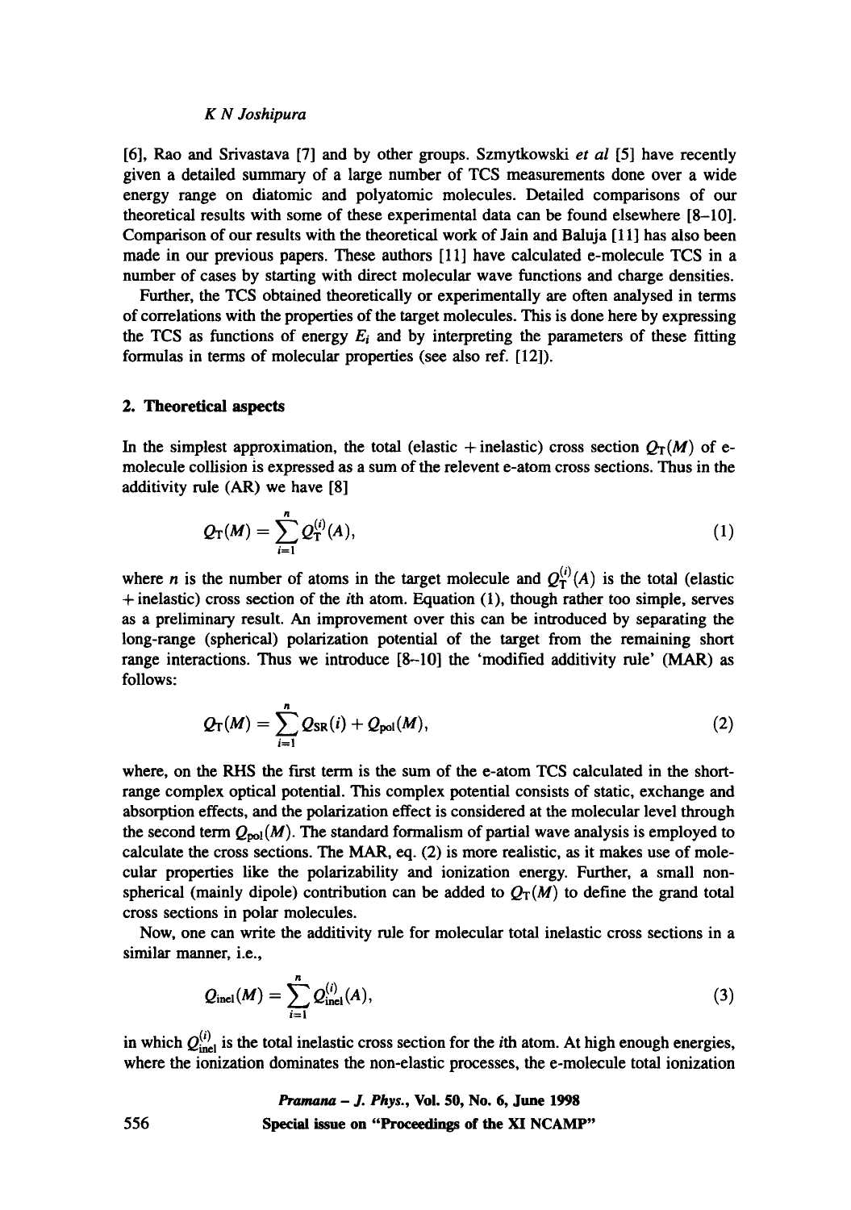[6], Rao and Srivastava [7] and by other groups. Szmytkowski *et al* [5] have recently given a detailed summary of a large number of TCS measurements done over a wide energy range on diatomic and polyatomic molecules. Detailed comparisons of our theoretical results with some of these experimental data can be found elsewhere [8–10]. Comparison of our results with the theoretical work of Jain and Baluja [11] has also been made in our previous papers. These authors [11] have calculated e-molecule TCS in a number of cases by starting with direct molecular wave functions and charge densities.

Further, the TCS obtained theoretically or experimentally are often analysed in terms of correlations with the properties of the target molecules. This is done here by expressing the TCS as functions of energy $E_i$ and by interpreting the parameters of these fitting formulas in terms of molecular properties (see also ref. [12]).

## 2. Theoretical aspects

In the simplest approximation, the total (elastic + inelastic) cross section $Q_T(M)$ of e-molecule collision is expressed as a sum of the relevent e-atom cross sections. Thus in the additivity rule (AR) we have [8]

$$Q_T(M) = \sum_{i=1}^{n} Q_T^{(i)}(A), \tag{1}$$

where $n$ is the number of atoms in the target molecule and $Q_T^{(i)}(A)$ is the total (elastic + inelastic) cross section of the $i$th atom. Equation (1), though rather too simple, serves as a preliminary result. An improvement over this can be introduced by separating the long-range (spherical) polarization potential of the target from the remaining short range interactions. Thus we introduce [8–10] the 'modified additivity rule' (MAR) as follows:

$$Q_T(M) = \sum_{i=1}^{n} Q_{SR}(i) + Q_{pol}(M), \tag{2}$$

where, on the RHS the first term is the sum of the e-atom TCS calculated in the short-range complex optical potential. This complex potential consists of static, exchange and absorption effects, and the polarization effect is considered at the molecular level through the second term $Q_{pol}(M)$. The standard formalism of partial wave analysis is employed to calculate the cross sections. The MAR, eq. (2) is more realistic, as it makes use of molecular properties like the polarizability and ionization energy. Further, a small non-spherical (mainly dipole) contribution can be added to $Q_T(M)$ to define the grand total cross sections in polar molecules.

Now, one can write the additivity rule for molecular total inelastic cross sections in a similar manner, i.e.,

$$Q_{inel}(M) = \sum_{i=1}^{n} Q_{inel}^{(i)}(A), \tag{3}$$

in which $Q_{inel}^{(i)}$ is the total inelastic cross section for the $i$th atom. At high enough energies, where the ionization dominates the non-elastic processes, the e-molecule total ionization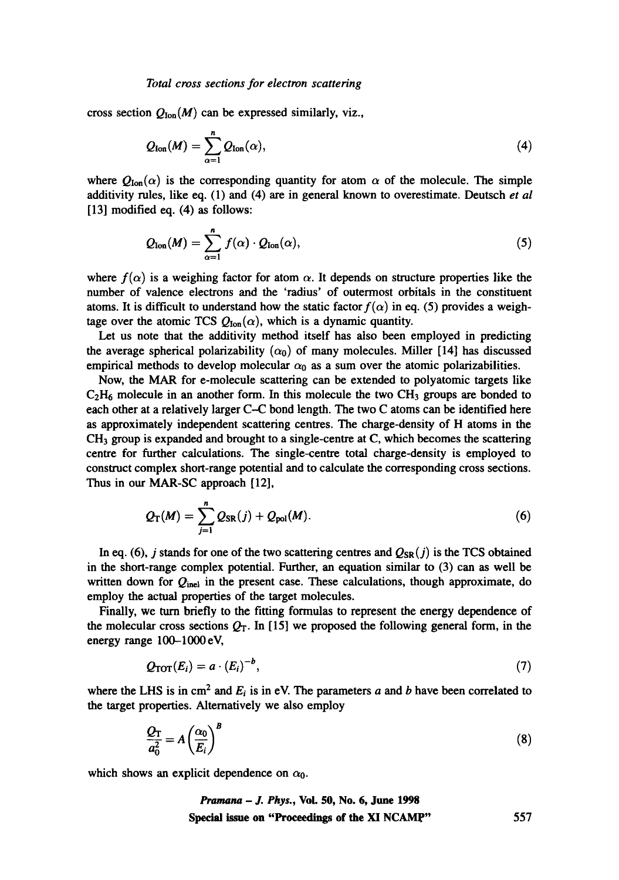cross section $Q_{\text{Ion}}(M)$ can be expressed similarly, viz.,

$$Q_{\text{Ion}}(M) = \sum_{\alpha=1}^{n} Q_{\text{Ion}}(\alpha), \tag{4}$$

where $Q_{\text{Ion}}(\alpha)$ is the corresponding quantity for atom $\alpha$ of the molecule. The simple additivity rules, like eq. (1) and (4) are in general known to overestimate. Deutsch *et al* [13] modified eq. (4) as follows:

$$Q_{\text{Ion}}(M) = \sum_{\alpha=1}^{n} f(\alpha) \cdot Q_{\text{Ion}}(\alpha), \tag{5}$$

where $f(\alpha)$ is a weighing factor for atom $\alpha$. It depends on structure properties like the number of valence electrons and the 'radius' of outermost orbitals in the constituent atoms. It is difficult to understand how the static factor $f(\alpha)$ in eq. (5) provides a weightage over the atomic TCS $Q_{\text{Ion}}(\alpha)$, which is a dynamic quantity.

Let us note that the additivity method itself has also been employed in predicting the average spherical polarizability ($\alpha_0$) of many molecules. Miller [14] has discussed empirical methods to develop molecular $\alpha_0$ as a sum over the atomic polarizabilities.

Now, the MAR for e-molecule scattering can be extended to polyatomic targets like $C_2H_6$ molecule in an another form. In this molecule the two $CH_3$ groups are bonded to each other at a relatively larger C–C bond length. The two C atoms can be identified here as approximately independent scattering centres. The charge-density of H atoms in the $CH_3$ group is expanded and brought to a single-centre at C, which becomes the scattering centre for further calculations. The single-centre total charge-density is employed to construct complex short-range potential and to calculate the corresponding cross sections. Thus in our MAR-SC approach [12],

$$Q_{\text{T}}(M) = \sum_{j=1}^{n} Q_{\text{SR}}(j) + Q_{\text{pol}}(M). \tag{6}$$

In eq. (6), $j$ stands for one of the two scattering centres and $Q_{\text{SR}}(j)$ is the TCS obtained in the short-range complex potential. Further, an equation similar to (3) can as well be written down for $Q_{\text{inel}}$ in the present case. These calculations, though approximate, do employ the actual properties of the target molecules.

Finally, we turn briefly to the fitting formulas to represent the energy dependence of the molecular cross sections $Q_{\text{T}}$. In [15] we proposed the following general form, in the energy range 100–1000 eV,

$$Q_{\text{TOT}}(E_i) = a \cdot (E_i)^{-b}, \tag{7}$$

where the LHS is in cm$^2$ and $E_i$ is in eV. The parameters $a$ and $b$ have been correlated to the target properties. Alternatively we also employ

$$\frac{Q_{\text{T}}}{a_0^2} = A\left(\frac{\alpha_0}{E_i}\right)^{B} \tag{8}$$

which shows an explicit dependence on $\alpha_0$.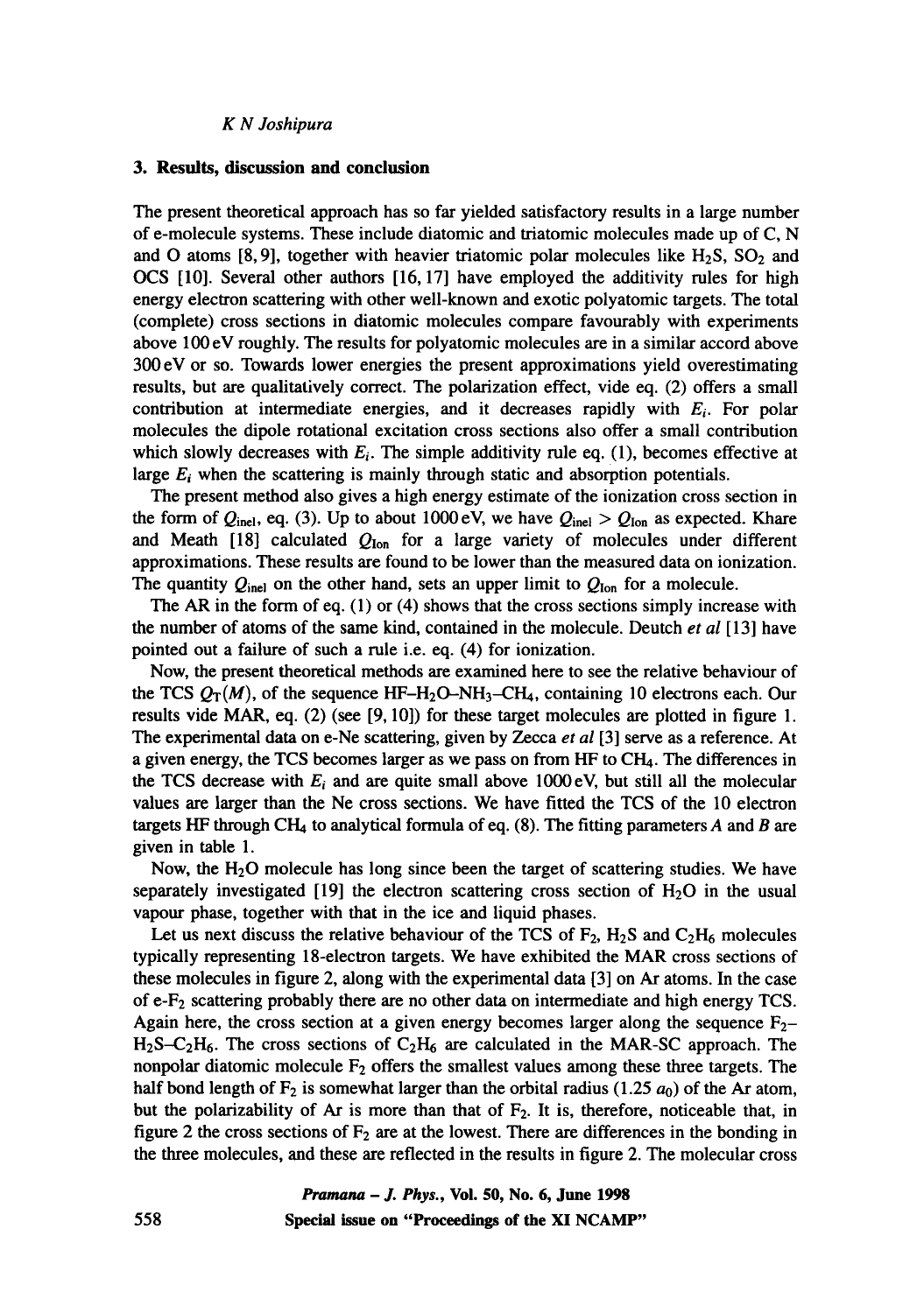## 3. Results, discussion and conclusion

The present theoretical approach has so far yielded satisfactory results in a large number of e-molecule systems. These include diatomic and triatomic molecules made up of C, N and O atoms [8, 9], together with heavier triatomic polar molecules like $H_2S$, $SO_2$ and OCS [10]. Several other authors [16, 17] have employed the additivity rules for high energy electron scattering with other well-known and exotic polyatomic targets. The total (complete) cross sections in diatomic molecules compare favourably with experiments above 100 eV roughly. The results for polyatomic molecules are in a similar accord above 300 eV or so. Towards lower energies the present approximations yield overestimating results, but are qualitatively correct. The polarization effect, vide eq. (2) offers a small contribution at intermediate energies, and it decreases rapidly with $E_i$. For polar molecules the dipole rotational excitation cross sections also offer a small contribution which slowly decreases with $E_i$. The simple additivity rule eq. (1), becomes effective at large $E_i$ when the scattering is mainly through static and absorption potentials.

The present method also gives a high energy estimate of the ionization cross section in the form of $Q_{inel}$, eq. (3). Up to about 1000 eV, we have $Q_{inel} > Q_{Ion}$ as expected. Khare and Meath [18] calculated $Q_{Ion}$ for a large variety of molecules under different approximations. These results are found to be lower than the measured data on ionization. The quantity $Q_{inel}$ on the other hand, sets an upper limit to $Q_{Ion}$ for a molecule.

The AR in the form of eq. (1) or (4) shows that the cross sections simply increase with the number of atoms of the same kind, contained in the molecule. Deutch *et al* [13] have pointed out a failure of such a rule i.e. eq. (4) for ionization.

Now, the present theoretical methods are examined here to see the relative behaviour of the TCS $Q_T(M)$, of the sequence HF–$H_2O$–$NH_3$–$CH_4$, containing 10 electrons each. Our results vide MAR, eq. (2) (see [9, 10]) for these target molecules are plotted in figure 1. The experimental data on e-Ne scattering, given by Zecca *et al* [3] serve as a reference. At a given energy, the TCS becomes larger as we pass on from HF to $CH_4$. The differences in the TCS decrease with $E_i$ and are quite small above 1000 eV, but still all the molecular values are larger than the Ne cross sections. We have fitted the TCS of the 10 electron targets HF through $CH_4$ to analytical formula of eq. (8). The fitting parameters $A$ and $B$ are given in table 1.

Now, the $H_2O$ molecule has long since been the target of scattering studies. We have separately investigated [19] the electron scattering cross section of $H_2O$ in the usual vapour phase, together with that in the ice and liquid phases.

Let us next discuss the relative behaviour of the TCS of $F_2$, $H_2S$ and $C_2H_6$ molecules typically representing 18-electron targets. We have exhibited the MAR cross sections of these molecules in figure 2, along with the experimental data [3] on Ar atoms. In the case of e-$F_2$ scattering probably there are no other data on intermediate and high energy TCS. Again here, the cross section at a given energy becomes larger along the sequence $F_2$–$H_2S$–$C_2H_6$. The cross sections of $C_2H_6$ are calculated in the MAR-SC approach. The nonpolar diatomic molecule $F_2$ offers the smallest values among these three targets. The half bond length of $F_2$ is somewhat larger than the orbital radius (1.25 $a_0$) of the Ar atom, but the polarizability of Ar is more than that of $F_2$. It is, therefore, noticeable that, in figure 2 the cross sections of $F_2$ are at the lowest. There are differences in the bonding in the three molecules, and these are reflected in the results in figure 2. The molecular cross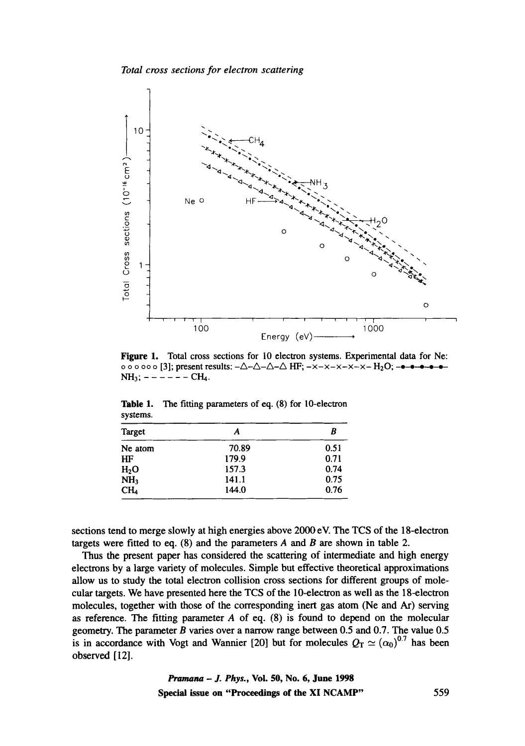**Figure 1.** Total cross sections for 10 electron systems. Experimental data for Ne: o o o o o o [3]; present results: –△–△–△–△ HF; –x–x–x–x–x– $H_2O$; –•–•–•–•–•– $NH_3$; – – – – – – $CH_4$.

**Table 1.** The fitting parameters of eq. (8) for 10-electron systems.

| Target | $A$ | $B$ |
|---|---|---|
| Ne atom | 70.89 | 0.51 |
| HF | 179.9 | 0.71 |
| $H_2O$ | 157.3 | 0.74 |
| $NH_3$ | 141.1 | 0.75 |
| $CH_4$ | 144.0 | 0.76 |

sections tend to merge slowly at high energies above 2000 eV. The TCS of the 18-electron targets were fitted to eq. (8) and the parameters $A$ and $B$ are shown in table 2.

Thus the present paper has considered the scattering of intermediate and high energy electrons by a large variety of molecules. Simple but effective theoretical approximations allow us to study the total electron collision cross sections for different groups of molecular targets. We have presented here the TCS of the 10-electron as well as the 18-electron molecules, together with those of the corresponding inert gas atom (Ne and Ar) serving as reference. The fitting parameter $A$ of eq. (8) is found to depend on the molecular geometry. The parameter $B$ varies over a narrow range between 0.5 and 0.7. The value 0.5 is in accordance with Vogt and Wannier [20] but for molecules $Q_T \simeq (\alpha_0)^{0.7}$ has been observed [12].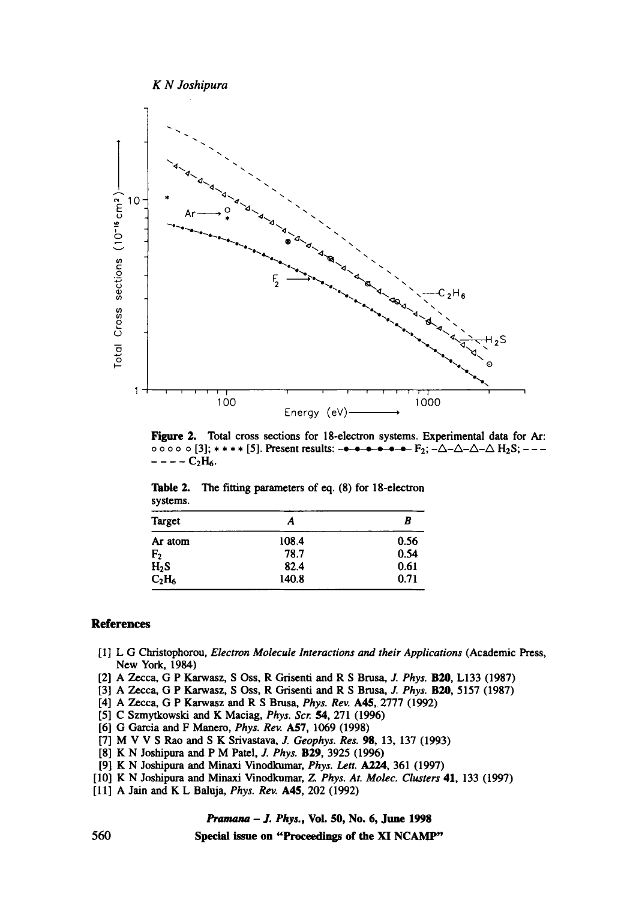**Figure 2.** Total cross sections for 18-electron systems. Experimental data for Ar: ○ ○ ○ ○ ○ [3]; * * * * [5]. Present results: –•–•–•–•–•–•– $F_2$; –△–△–△–△ $H_2S$; – – – – – – – $C_2H_6$.

**Table 2.** The fitting parameters of eq. (8) for 18-electron systems.

| Target | $A$ | $B$ |
|---|---|---|
| Ar atom | 108.4 | 0.56 |
| $F_2$ | 78.7 | 0.54 |
| $H_2S$ | 82.4 | 0.61 |
| $C_2H_6$ | 140.8 | 0.71 |

## References

[1] L G Christophorou, *Electron Molecule Interactions and their Applications* (Academic Press, New York, 1984)

[2] A Zecca, G P Karwasz, S Oss, R Grisenti and R S Brusa, *J. Phys.* **B20**, L133 (1987)

[3] A Zecca, G P Karwasz, S Oss, R Grisenti and R S Brusa, *J. Phys.* **B20**, 5157 (1987)

[4] A Zecca, G P Karwasz and R S Brusa, *Phys. Rev.* **A45**, 2777 (1992)

[5] C Szmytkowski and K Maciag, *Phys. Scr.* **54**, 271 (1996)

[6] G Garcia and F Manero, *Phys. Rev.* **A57**, 1069 (1998)

[7] M V V S Rao and S K Srivastava, *J. Geophys. Res.* **98**, 13, 137 (1993)

[8] K N Joshipura and P M Patel, *J. Phys.* **B29**, 3925 (1996)

[9] K N Joshipura and Minaxi Vinodkumar, *Phys. Lett.* **A224**, 361 (1997)

[10] K N Joshipura and Minaxi Vinodkumar, *Z. Phys. At. Molec. Clusters* **41**, 133 (1997)

[11] A Jain and K L Baluja, *Phys. Rev.* **A45**, 202 (1992)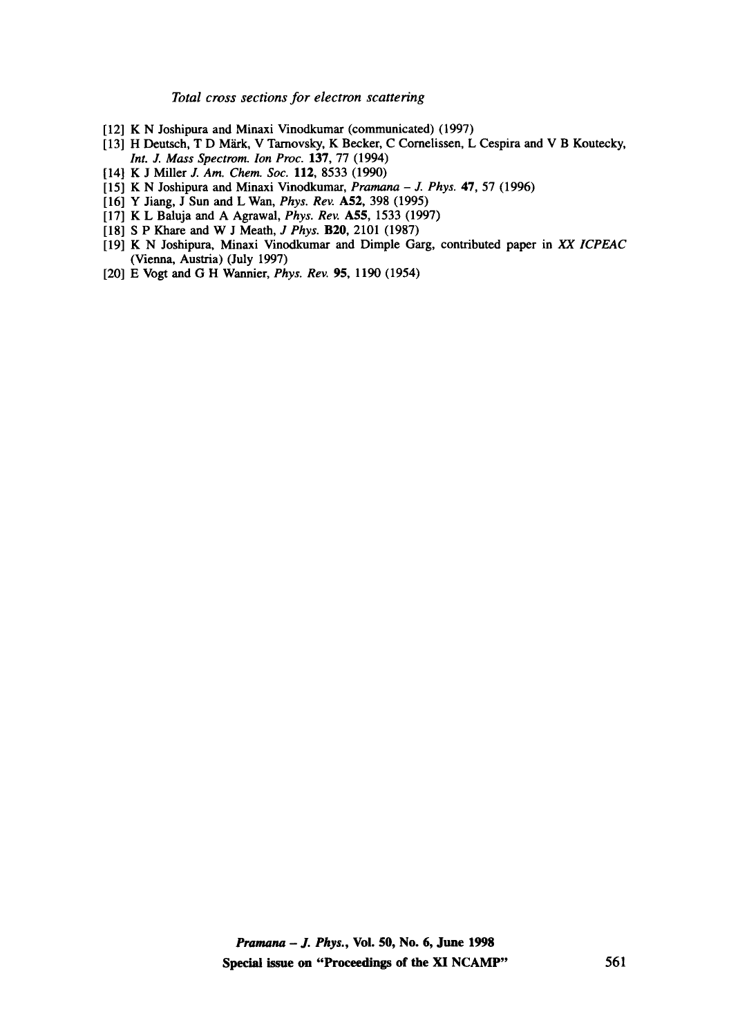[12] K N Joshipura and Minaxi Vinodkumar (communicated) (1997)

[13] H Deutsch, T D Märk, V Tarnovsky, K Becker, C Cornelissen, L Cespira and V B Koutecky, *Int. J. Mass Spectrom. Ion Proc.* **137**, 77 (1994)

[14] K J Miller *J. Am. Chem. Soc.* **112**, 8533 (1990)

[15] K N Joshipura and Minaxi Vinodkumar, *Pramana – J. Phys.* **47**, 57 (1996)

[16] Y Jiang, J Sun and L Wan, *Phys. Rev.* **A52**, 398 (1995)

[17] K L Baluja and A Agrawal, *Phys. Rev.* **A55**, 1533 (1997)

[18] S P Khare and W J Meath, *J Phys.* **B20**, 2101 (1987)

[19] K N Joshipura, Minaxi Vinodkumar and Dimple Garg, contributed paper in *XX ICPEAC* (Vienna, Austria) (July 1997)

[20] E Vogt and G H Wannier, *Phys. Rev.* **95**, 1190 (1954)